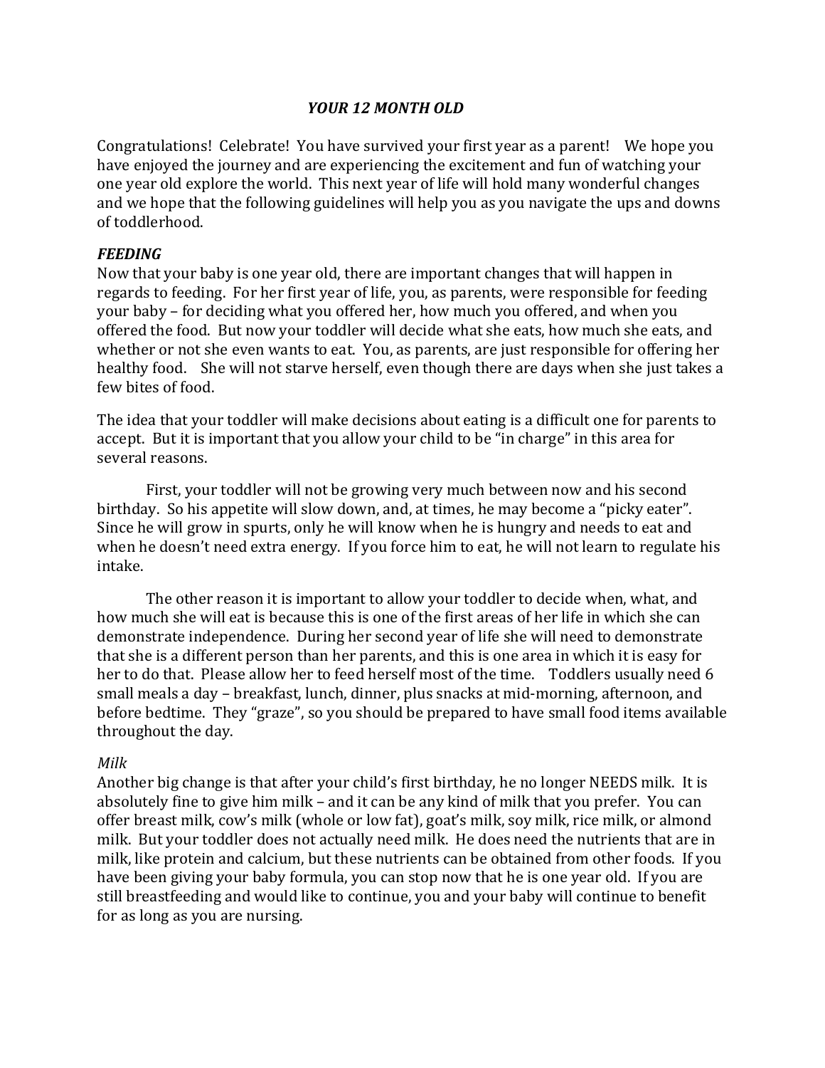# *YOUR 12 MONTH OLD*

Congratulations! Celebrate! You have survived your first year as a parent! We hope you have enjoyed the journey and are experiencing the excitement and fun of watching your one year old explore the world. This next year of life will hold many wonderful changes and we hope that the following guidelines will help you as you navigate the ups and downs of toddlerhood.

## *FEEDING*

Now that your baby is one year old, there are important changes that will happen in regards to feeding. For her first year of life, you, as parents, were responsible for feeding your baby – for deciding what you offered her, how much you offered, and when you offered the food. But now your toddler will decide what she eats, how much she eats, and whether or not she even wants to eat. You, as parents, are just responsible for offering her healthy food. She will not starve herself, even though there are days when she just takes a few bites of food.

The idea that your toddler will make decisions about eating is a difficult one for parents to accept. But it is important that you allow your child to be "in charge" in this area for several reasons.

First, your toddler will not be growing very much between now and his second birthday. So his appetite will slow down, and, at times, he may become a "picky eater". Since he will grow in spurts, only he will know when he is hungry and needs to eat and when he doesn't need extra energy. If you force him to eat, he will not learn to regulate his intake.

The other reason it is important to allow your toddler to decide when, what, and how much she will eat is because this is one of the first areas of her life in which she can demonstrate independence. During her second year of life she will need to demonstrate that she is a different person than her parents, and this is one area in which it is easy for her to do that. Please allow her to feed herself most of the time. Toddlers usually need 6 small meals a day – breakfast, lunch, dinner, plus snacks at mid-morning, afternoon, and before bedtime. They "graze", so you should be prepared to have small food items available throughout the day.

### *Milk*

Another big change is that after your child's first birthday, he no longer NEEDS milk. It is absolutely fine to give him milk – and it can be any kind of milk that you prefer. You can offer breast milk, cow's milk (whole or low fat), goat's milk, soy milk, rice milk, or almond milk. But your toddler does not actually need milk. He does need the nutrients that are in milk, like protein and calcium, but these nutrients can be obtained from other foods. If you have been giving your baby formula, you can stop now that he is one year old. If you are still breastfeeding and would like to continue, you and your baby will continue to benefit for as long as you are nursing.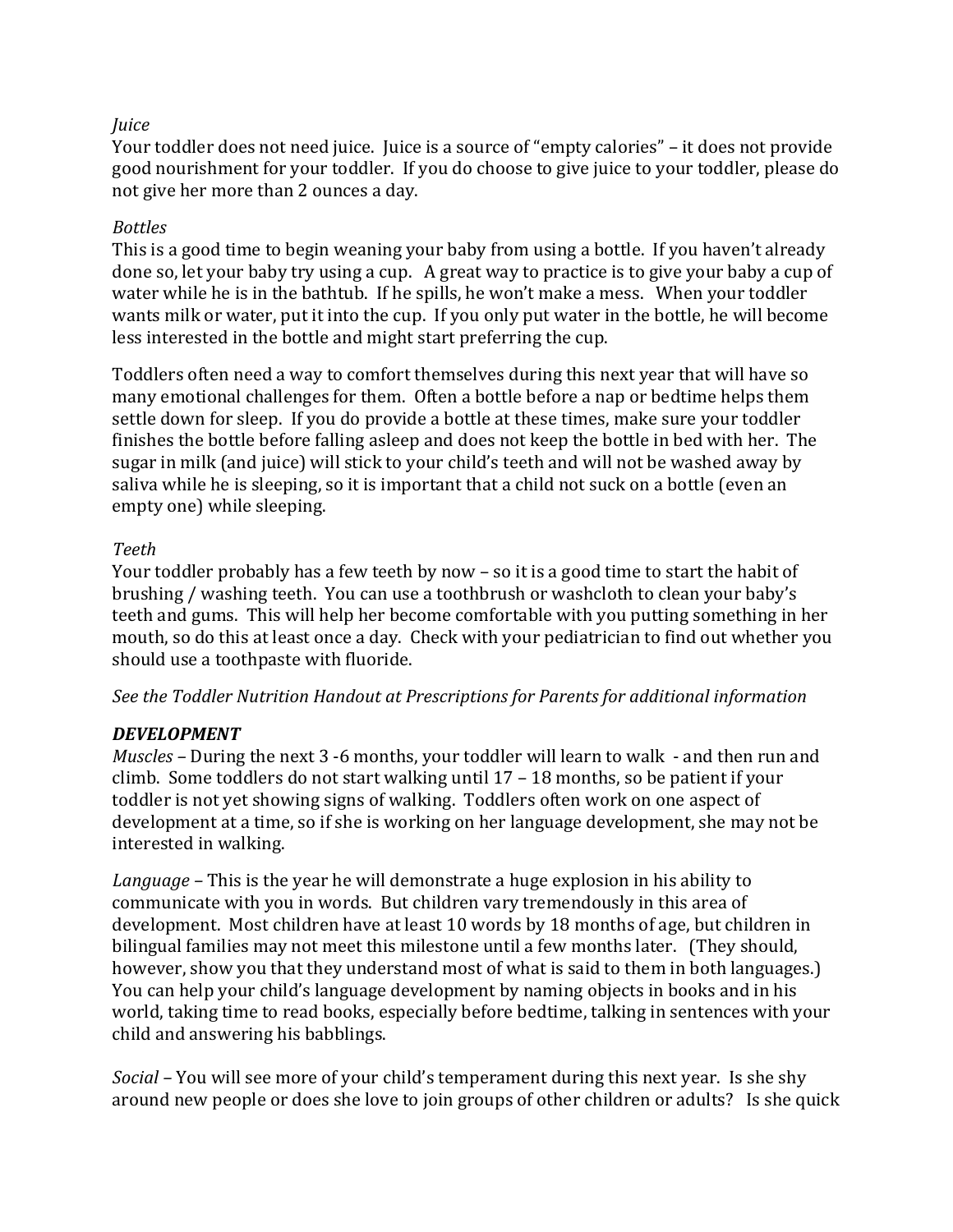*Juice*

Your toddler does not need juice. Juice is a source of "empty calories" – it does not provide good nourishment for your toddler. If you do choose to give juice to your toddler, please do not give her more than 2 ounces a day.

*Bottles*

This is a good time to begin weaning your baby from using a bottle. If you haven't already done so, let your baby try using a cup. A great way to practice is to give your baby a cup of water while he is in the bathtub. If he spills, he won't make a mess. When your toddler wants milk or water, put it into the cup. If you only put water in the bottle, he will become less interested in the bottle and might start preferring the cup.

Toddlers often need a way to comfort themselves during this next year that will have so many emotional challenges for them. Often a bottle before a nap or bedtime helps them settle down for sleep. If you do provide a bottle at these times, make sure your toddler finishes the bottle before falling asleep and does not keep the bottle in bed with her. The sugar in milk (and juice) will stick to your child's teeth and will not be washed away by saliva while he is sleeping, so it is important that a child not suck on a bottle (even an empty one) while sleeping.

*Teeth*

Your toddler probably has a few teeth by now – so it is a good time to start the habit of brushing / washing teeth. You can use a toothbrush or washcloth to clean your baby's teeth and gums. This will help her become comfortable with you putting something in her mouth, so do this at least once a day. Check with your pediatrician to find out whether you should use a toothpaste with fluoride.

*See the Toddler Nutrition Handout at Prescriptions for Parents for additional information*

***DEVELOPMENT***

*Muscles* – During the next 3 -6 months, your toddler will learn to walk - and then run and climb. Some toddlers do not start walking until 17 – 18 months, so be patient if your toddler is not yet showing signs of walking. Toddlers often work on one aspect of development at a time, so if she is working on her language development, she may not be interested in walking.

*Language* – This is the year he will demonstrate a huge explosion in his ability to communicate with you in words. But children vary tremendously in this area of development. Most children have at least 10 words by 18 months of age, but children in bilingual families may not meet this milestone until a few months later. (They should, however, show you that they understand most of what is said to them in both languages.) You can help your child's language development by naming objects in books and in his world, taking time to read books, especially before bedtime, talking in sentences with your child and answering his babblings.

*Social* – You will see more of your child's temperament during this next year. Is she shy around new people or does she love to join groups of other children or adults? Is she quick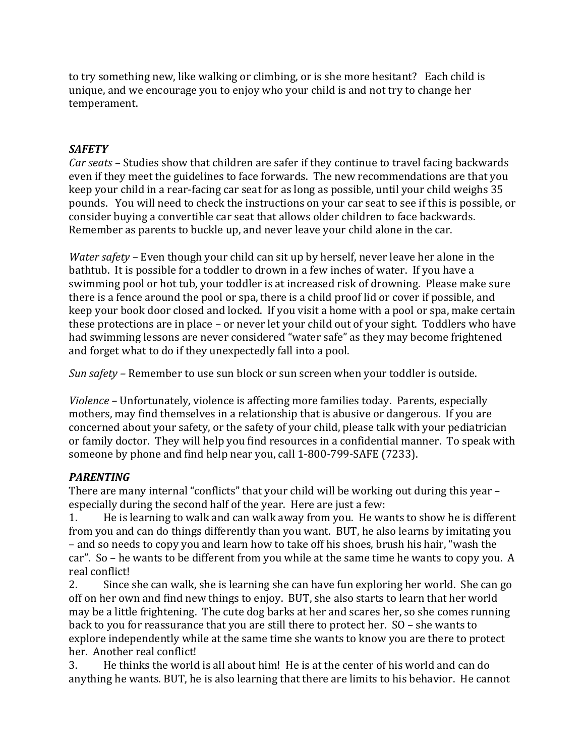to try something new, like walking or climbing, or is she more hesitant? Each child is unique, and we encourage you to enjoy who your child is and not try to change her temperament.

## ***SAFETY***

*Car seats* – Studies show that children are safer if they continue to travel facing backwards even if they meet the guidelines to face forwards. The new recommendations are that you keep your child in a rear-facing car seat for as long as possible, until your child weighs 35 pounds. You will need to check the instructions on your car seat to see if this is possible, or consider buying a convertible car seat that allows older children to face backwards. Remember as parents to buckle up, and never leave your child alone in the car.

*Water safety* – Even though your child can sit up by herself, never leave her alone in the bathtub. It is possible for a toddler to drown in a few inches of water. If you have a swimming pool or hot tub, your toddler is at increased risk of drowning. Please make sure there is a fence around the pool or spa, there is a child proof lid or cover if possible, and keep your book door closed and locked. If you visit a home with a pool or spa, make certain these protections are in place – or never let your child out of your sight. Toddlers who have had swimming lessons are never considered "water safe" as they may become frightened and forget what to do if they unexpectedly fall into a pool.

*Sun safety* – Remember to use sun block or sun screen when your toddler is outside.

*Violence* – Unfortunately, violence is affecting more families today. Parents, especially mothers, may find themselves in a relationship that is abusive or dangerous. If you are concerned about your safety, or the safety of your child, please talk with your pediatrician or family doctor. They will help you find resources in a confidential manner. To speak with someone by phone and find help near you, call 1-800-799-SAFE (7233).

## ***PARENTING***

There are many internal "conflicts" that your child will be working out during this year – especially during the second half of the year. Here are just a few:

1. He is learning to walk and can walk away from you. He wants to show he is different from you and can do things differently than you want. BUT, he also learns by imitating you – and so needs to copy you and learn how to take off his shoes, brush his hair, "wash the car". So – he wants to be different from you while at the same time he wants to copy you. A real conflict!
2. Since she can walk, she is learning she can have fun exploring her world. She can go off on her own and find new things to enjoy. BUT, she also starts to learn that her world may be a little frightening. The cute dog barks at her and scares her, so she comes running back to you for reassurance that you are still there to protect her. SO – she wants to explore independently while at the same time she wants to know you are there to protect her. Another real conflict!
3. He thinks the world is all about him! He is at the center of his world and can do anything he wants. BUT, he is also learning that there are limits to his behavior. He cannot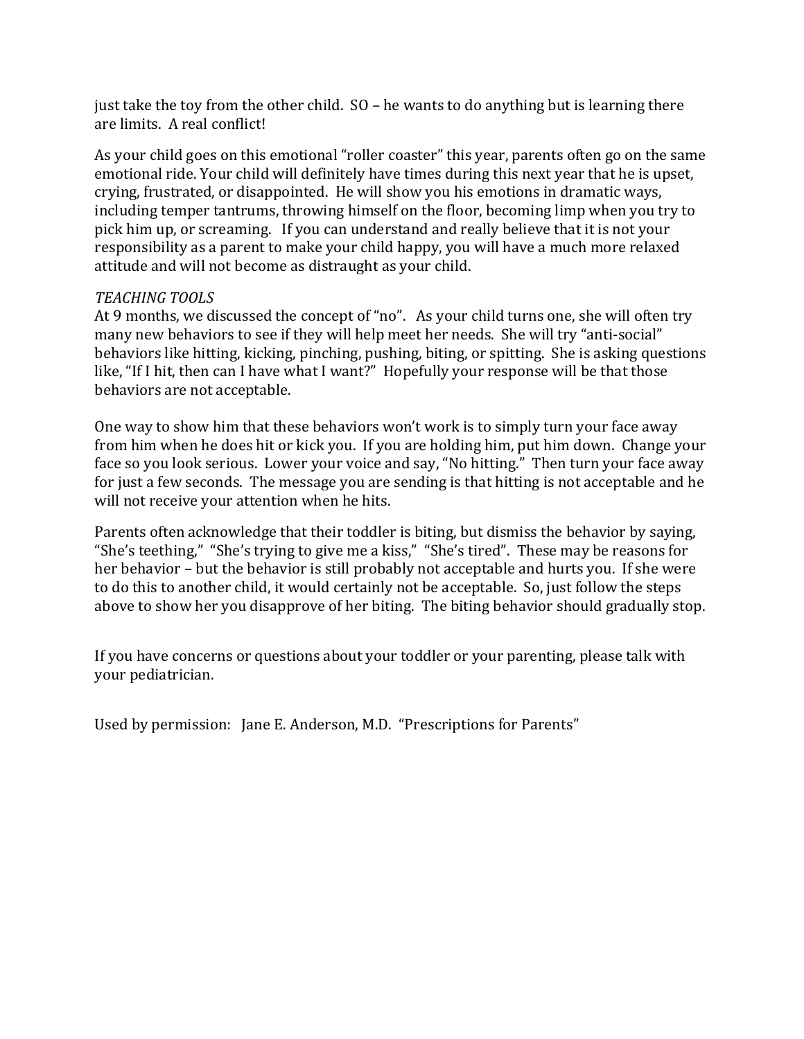just take the toy from the other child. SO – he wants to do anything but is learning there are limits. A real conflict!

As your child goes on this emotional "roller coaster" this year, parents often go on the same emotional ride. Your child will definitely have times during this next year that he is upset, crying, frustrated, or disappointed. He will show you his emotions in dramatic ways, including temper tantrums, throwing himself on the floor, becoming limp when you try to pick him up, or screaming. If you can understand and really believe that it is not your responsibility as a parent to make your child happy, you will have a much more relaxed attitude and will not become as distraught as your child.

*TEACHING TOOLS*

At 9 months, we discussed the concept of "no". As your child turns one, she will often try many new behaviors to see if they will help meet her needs. She will try "anti-social" behaviors like hitting, kicking, pinching, pushing, biting, or spitting. She is asking questions like, "If I hit, then can I have what I want?" Hopefully your response will be that those behaviors are not acceptable.

One way to show him that these behaviors won't work is to simply turn your face away from him when he does hit or kick you. If you are holding him, put him down. Change your face so you look serious. Lower your voice and say, "No hitting." Then turn your face away for just a few seconds. The message you are sending is that hitting is not acceptable and he will not receive your attention when he hits.

Parents often acknowledge that their toddler is biting, but dismiss the behavior by saying, "She's teething," "She's trying to give me a kiss," "She's tired". These may be reasons for her behavior – but the behavior is still probably not acceptable and hurts you. If she were to do this to another child, it would certainly not be acceptable. So, just follow the steps above to show her you disapprove of her biting. The biting behavior should gradually stop.

If you have concerns or questions about your toddler or your parenting, please talk with your pediatrician.

Used by permission: Jane E. Anderson, M.D. "Prescriptions for Parents"